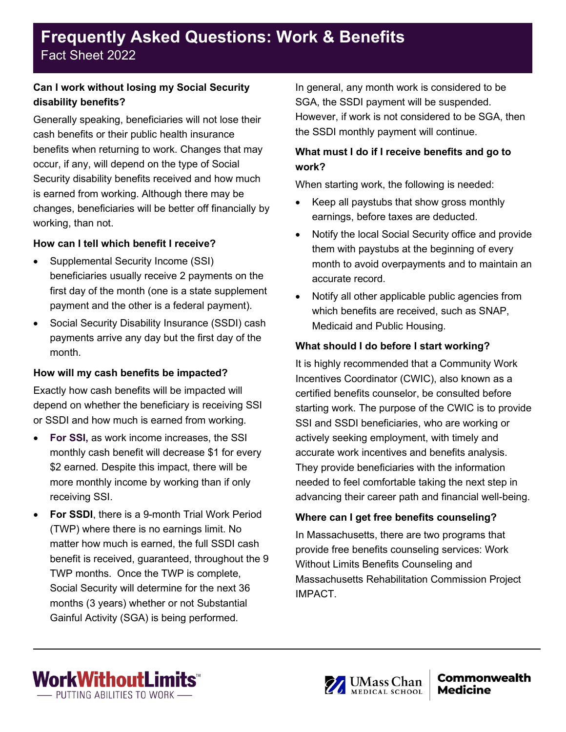# Frequently Asked Questions: Work & Benefits

Fact Sheet 2022

**Can I work without losing my Social Security disability benefits?**

Generally speaking, beneficiaries will not lose their cash benefits or their public health insurance benefits when returning to work. Changes that may occur, if any, will depend on the type of Social Security disability benefits received and how much is earned from working. Although there may be changes, beneficiaries will be better off financially by working, than not.

**How can I tell which benefit I receive?**

- Supplemental Security Income (SSI) beneficiaries usually receive 2 payments on the first day of the month (one is a state supplement payment and the other is a federal payment).
- Social Security Disability Insurance (SSDI) cash payments arrive any day but the first day of the month.

**How will my cash benefits be impacted?**

Exactly how cash benefits will be impacted will depend on whether the beneficiary is receiving SSI or SSDI and how much is earned from working.

- **For SSI,** as work income increases, the SSI monthly cash benefit will decrease $1 for every $2 earned. Despite this impact, there will be more monthly income by working than if only receiving SSI.
- **For SSDI**, there is a 9-month Trial Work Period (TWP) where there is no earnings limit. No matter how much is earned, the full SSDI cash benefit is received, guaranteed, throughout the 9 TWP months. Once the TWP is complete, Social Security will determine for the next 36 months (3 years) whether or not Substantial Gainful Activity (SGA) is being performed.

In general, any month work is considered to be SGA, the SSDI payment will be suspended. However, if work is not considered to be SGA, then the SSDI monthly payment will continue.

**What must I do if I receive benefits and go to work?**

When starting work, the following is needed:

- Keep all paystubs that show gross monthly earnings, before taxes are deducted.
- Notify the local Social Security office and provide them with paystubs at the beginning of every month to avoid overpayments and to maintain an accurate record.
- Notify all other applicable public agencies from which benefits are received, such as SNAP, Medicaid and Public Housing.

**What should I do before I start working?**

It is highly recommended that a Community Work Incentives Coordinator (CWIC), also known as a certified benefits counselor, be consulted before starting work. The purpose of the CWIC is to provide SSI and SSDI beneficiaries, who are working or actively seeking employment, with timely and accurate work incentives and benefits analysis. They provide beneficiaries with the information needed to feel comfortable taking the next step in advancing their career path and financial well-being.

**Where can I get free benefits counseling?**

In Massachusetts, there are two programs that provide free benefits counseling services: Work Without Limits Benefits Counseling and Massachusetts Rehabilitation Commission Project IMPACT.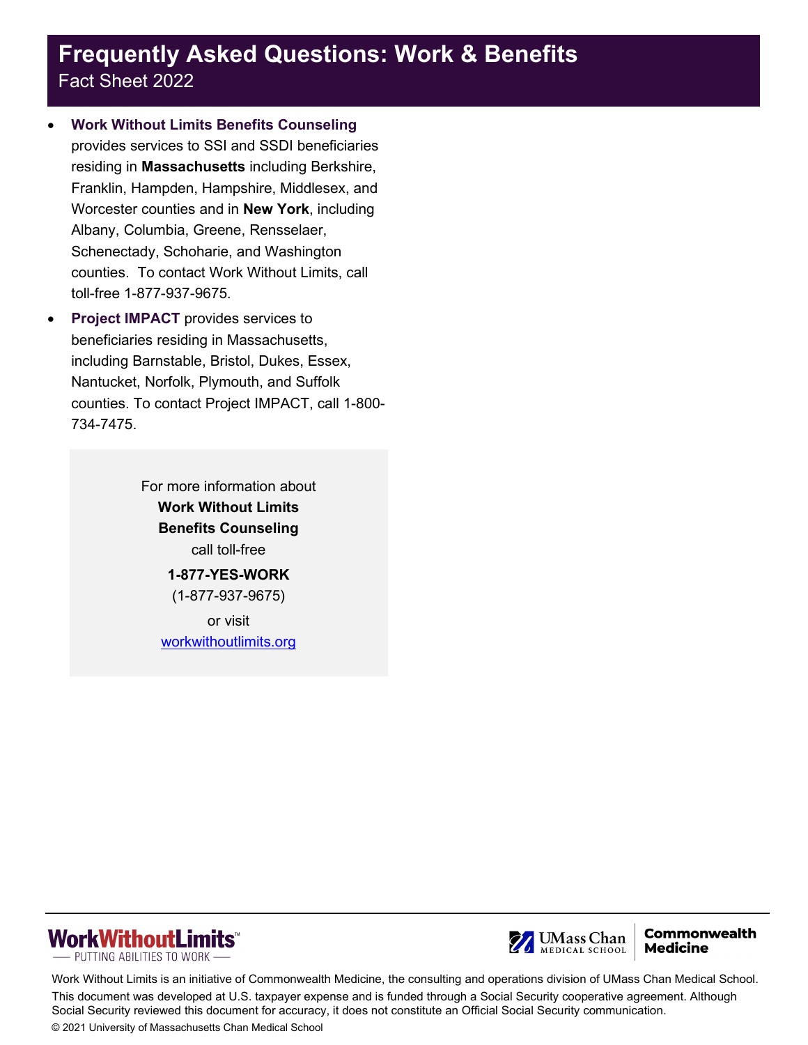# Frequently Asked Questions: Work & Benefits

Fact Sheet 2022

- **Work Without Limits Benefits Counseling** provides services to SSI and SSDI beneficiaries residing in **Massachusetts** including Berkshire, Franklin, Hampden, Hampshire, Middlesex, and Worcester counties and in **New York**, including Albany, Columbia, Greene, Rensselaer, Schenectady, Schoharie, and Washington counties. To contact Work Without Limits, call toll-free 1-877-937-9675.
- **Project IMPACT** provides services to beneficiaries residing in Massachusetts, including Barnstable, Bristol, Dukes, Essex, Nantucket, Norfolk, Plymouth, and Suffolk counties. To contact Project IMPACT, call 1-800-734-7475.

For more information about
**Work Without Limits Benefits Counseling**
call toll-free
**1-877-YES-WORK**
(1-877-937-9675)
or visit
workwithoutlimits.org

WorkWithoutLimits™ — PUTTING ABILITIES TO WORK —

UMass Chan Medical School | Commonwealth Medicine

Work Without Limits is an initiative of Commonwealth Medicine, the consulting and operations division of UMass Chan Medical School. This document was developed at U.S. taxpayer expense and is funded through a Social Security cooperative agreement. Although Social Security reviewed this document for accuracy, it does not constitute an Official Social Security communication.

© 2021 University of Massachusetts Chan Medical School